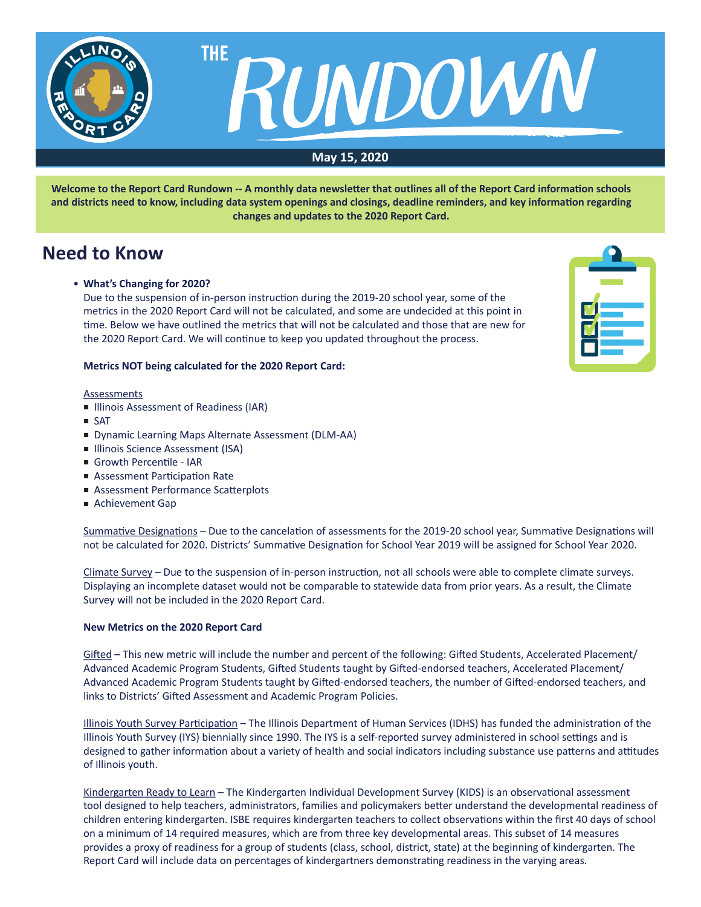# THE RUNDOWN

**May 15, 2020**

**Welcome to the Report Card Rundown -- A monthly data newsletter that outlines all of the Report Card information schools and districts need to know, including data system openings and closings, deadline reminders, and key information regarding changes and updates to the 2020 Report Card.**

## Need to Know

- **What's Changing for 2020?**
  Due to the suspension of in-person instruction during the 2019-20 school year, some of the metrics in the 2020 Report Card will not be calculated, and some are undecided at this point in time. Below we have outlined the metrics that will not be calculated and those that are new for the 2020 Report Card. We will continue to keep you updated throughout the process.

**Metrics NOT being calculated for the 2020 Report Card:**

Assessments

- Illinois Assessment of Readiness (IAR)
- SAT
- Dynamic Learning Maps Alternate Assessment (DLM-AA)
- Illinois Science Assessment (ISA)
- Growth Percentile - IAR
- Assessment Participation Rate
- Assessment Performance Scatterplots
- Achievement Gap

Summative Designations – Due to the cancelation of assessments for the 2019-20 school year, Summative Designations will not be calculated for 2020. Districts' Summative Designation for School Year 2019 will be assigned for School Year 2020.

Climate Survey – Due to the suspension of in-person instruction, not all schools were able to complete climate surveys. Displaying an incomplete dataset would not be comparable to statewide data from prior years. As a result, the Climate Survey will not be included in the 2020 Report Card.

**New Metrics on the 2020 Report Card**

Gifted – This new metric will include the number and percent of the following: Gifted Students, Accelerated Placement/ Advanced Academic Program Students, Gifted Students taught by Gifted-endorsed teachers, Accelerated Placement/ Advanced Academic Program Students taught by Gifted-endorsed teachers, the number of Gifted-endorsed teachers, and links to Districts' Gifted Assessment and Academic Program Policies.

Illinois Youth Survey Participation – The Illinois Department of Human Services (IDHS) has funded the administration of the Illinois Youth Survey (IYS) biennially since 1990. The IYS is a self-reported survey administered in school settings and is designed to gather information about a variety of health and social indicators including substance use patterns and attitudes of Illinois youth.

Kindergarten Ready to Learn – The Kindergarten Individual Development Survey (KIDS) is an observational assessment tool designed to help teachers, administrators, families and policymakers better understand the developmental readiness of children entering kindergarten. ISBE requires kindergarten teachers to collect observations within the first 40 days of school on a minimum of 14 required measures, which are from three key developmental areas. This subset of 14 measures provides a proxy of readiness for a group of students (class, school, district, state) at the beginning of kindergarten. The Report Card will include data on percentages of kindergartners demonstrating readiness in the varying areas.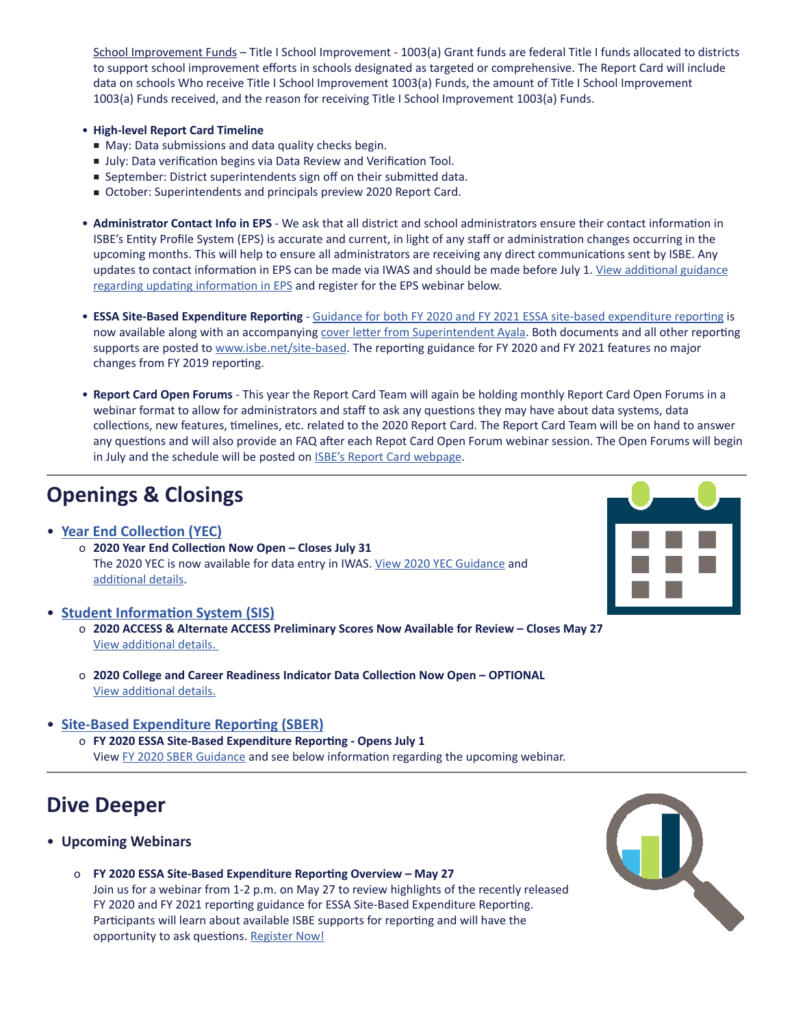School Improvement Funds – Title I School Improvement - 1003(a) Grant funds are federal Title I funds allocated to districts to support school improvement efforts in schools designated as targeted or comprehensive. The Report Card will include data on schools Who receive Title I School Improvement 1003(a) Funds, the amount of Title I School Improvement 1003(a) Funds received, and the reason for receiving Title I School Improvement 1003(a) Funds.

- **High-level Report Card Timeline**
  - May: Data submissions and data quality checks begin.
  - July: Data verification begins via Data Review and Verification Tool.
  - September: District superintendents sign off on their submitted data.
  - October: Superintendents and principals preview 2020 Report Card.

- **Administrator Contact Info in EPS** - We ask that all district and school administrators ensure their contact information in ISBE's Entity Profile System (EPS) is accurate and current, in light of any staff or administration changes occurring in the upcoming months. This will help to ensure all administrators are receiving any direct communications sent by ISBE. Any updates to contact information in EPS can be made via IWAS and should be made before July 1. View additional guidance regarding updating information in EPS and register for the EPS webinar below.

- **ESSA Site-Based Expenditure Reporting** - Guidance for both FY 2020 and FY 2021 ESSA site-based expenditure reporting is now available along with an accompanying cover letter from Superintendent Ayala. Both documents and all other reporting supports are posted to www.isbe.net/site-based. The reporting guidance for FY 2020 and FY 2021 features no major changes from FY 2019 reporting.

- **Report Card Open Forums** - This year the Report Card Team will again be holding monthly Report Card Open Forums in a webinar format to allow for administrators and staff to ask any questions they may have about data systems, data collections, new features, timelines, etc. related to the 2020 Report Card. The Report Card Team will be on hand to answer any questions and will also provide an FAQ after each Repot Card Open Forum webinar session. The Open Forums will begin in July and the schedule will be posted on ISBE's Report Card webpage.

## Openings & Closings

- **Year End Collection (YEC)**
  - **2020 Year End Collection Now Open – Closes July 31**
    The 2020 YEC is now available for data entry in IWAS. View 2020 YEC Guidance and additional details.

- **Student Information System (SIS)**
  - **2020 ACCESS & Alternate ACCESS Preliminary Scores Now Available for Review – Closes May 27**
    View additional details.
  - **2020 College and Career Readiness Indicator Data Collection Now Open – OPTIONAL**
    View additional details.

- **Site-Based Expenditure Reporting (SBER)**
  - **FY 2020 ESSA Site-Based Expenditure Reporting - Opens July 1**
    View FY 2020 SBER Guidance and see below information regarding the upcoming webinar.

## Dive Deeper

- **Upcoming Webinars**
  - **FY 2020 ESSA Site-Based Expenditure Reporting Overview – May 27**
    Join us for a webinar from 1-2 p.m. on May 27 to review highlights of the recently released FY 2020 and FY 2021 reporting guidance for ESSA Site-Based Expenditure Reporting. Participants will learn about available ISBE supports for reporting and will have the opportunity to ask questions. Register Now!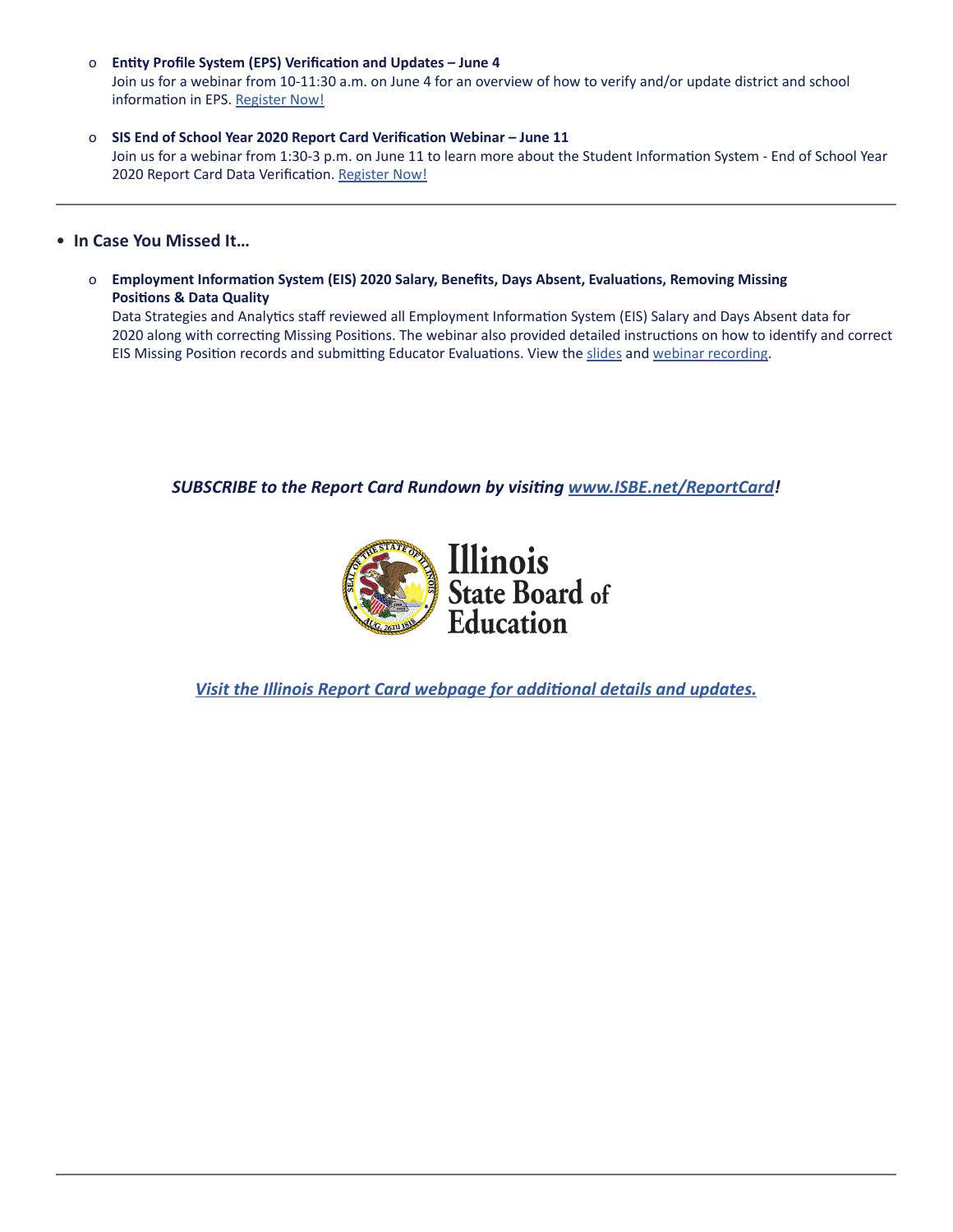- **Entity Profile System (EPS) Verification and Updates – June 4**
  Join us for a webinar from 10-11:30 a.m. on June 4 for an overview of how to verify and/or update district and school information in EPS. Register Now!

- **SIS End of School Year 2020 Report Card Verification Webinar – June 11**
  Join us for a webinar from 1:30-3 p.m. on June 11 to learn more about the Student Information System - End of School Year 2020 Report Card Data Verification. Register Now!

---

- **In Case You Missed It…**

  - **Employment Information System (EIS) 2020 Salary, Benefits, Days Absent, Evaluations, Removing Missing Positions & Data Quality**
    Data Strategies and Analytics staff reviewed all Employment Information System (EIS) Salary and Days Absent data for 2020 along with correcting Missing Positions. The webinar also provided detailed instructions on how to identify and correct EIS Missing Position records and submitting Educator Evaluations. View the slides and webinar recording.

***SUBSCRIBE to the Report Card Rundown by visiting www.ISBE.net/ReportCard!***

Illinois State Board of Education

***Visit the Illinois Report Card webpage for additional details and updates.***